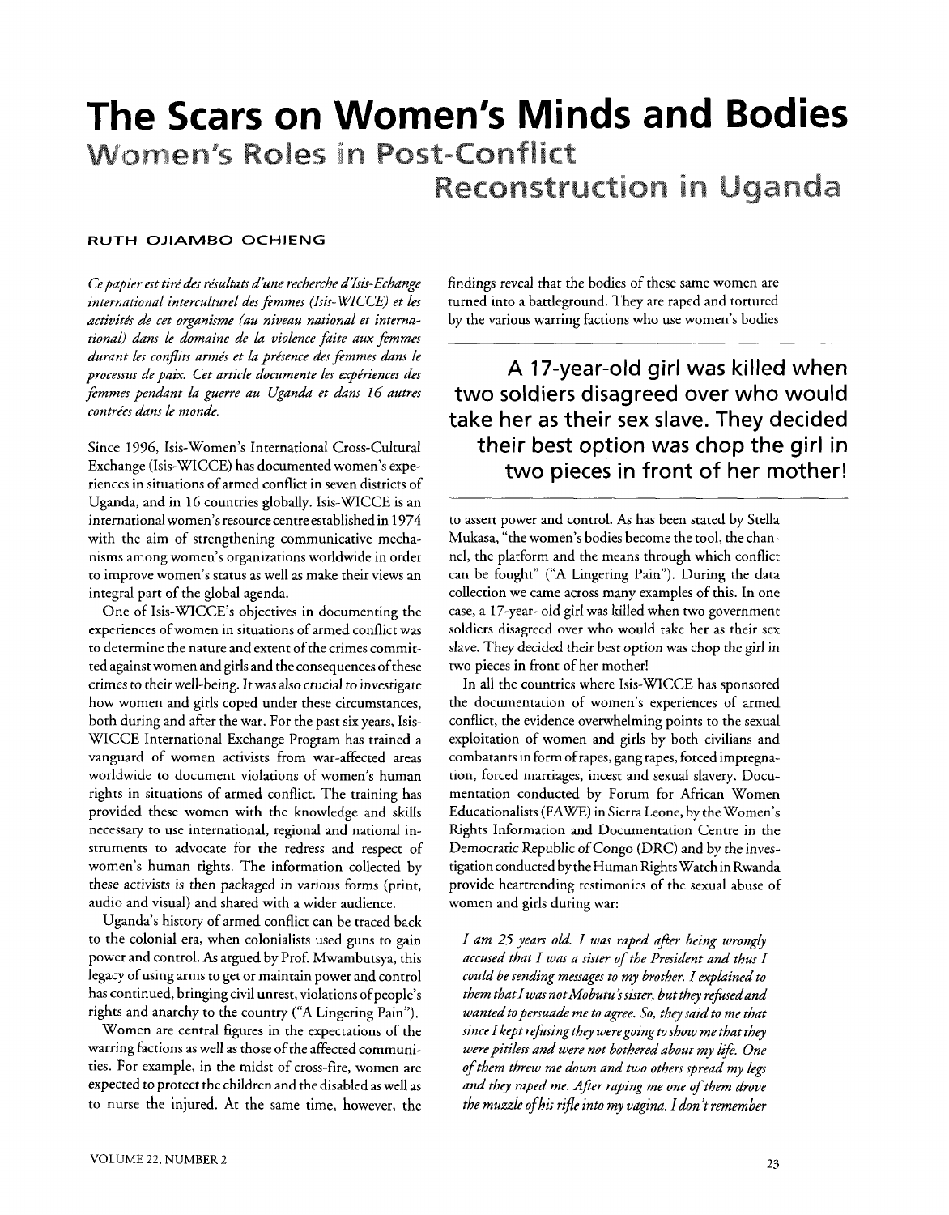# The Scars on Women's Minds and Bodies

## Women's Roles in Post-Conflict Reconstruction in Uganda

**RUTH OJIAMBO OCHIENG**

*Ce papier est tiré des résultats d'une recherche d'Isis-Echange international interculturel des femmes (Isis-WICCE) et les activités de cet organisme (au niveau national et international) dans le domaine de la violence faite aux femmes durant les conflits armés et la présence des femmes dans le processus de paix. Cet article documente les expériences des femmes pendant la guerre au Uganda et dans 16 autres contrées dans le monde.*

Since 1996, Isis-Women's International Cross-Cultural Exchange (Isis-WICCE) has documented women's experiences in situations of armed conflict in seven districts of Uganda, and in 16 countries globally. Isis-WICCE is an international women's resource centre established in 1974 with the aim of strengthening communicative mechanisms among women's organizations worldwide in order to improve women's status as well as make their views an integral part of the global agenda.

One of Isis-WICCE's objectives in documenting the experiences of women in situations of armed conflict was to determine the nature and extent of the crimes committed against women and girls and the consequences of these crimes to their well-being. It was also crucial to investigate how women and girls coped under these circumstances, both during and after the war. For the past six years, Isis-WICCE International Exchange Program has trained a vanguard of women activists from war-affected areas worldwide to document violations of women's human rights in situations of armed conflict. The training has provided these women with the knowledge and skills necessary to use international, regional and national instruments to advocate for the redress and respect of women's human rights. The information collected by these activists is then packaged in various forms (print, audio and visual) and shared with a wider audience.

Uganda's history of armed conflict can be traced back to the colonial era, when colonialists used guns to gain power and control. As argued by Prof. Mwambutsya, this legacy of using arms to get or maintain power and control has continued, bringing civil unrest, violations of people's rights and anarchy to the country ("A Lingering Pain").

Women are central figures in the expectations of the warring factions as well as those of the affected communities. For example, in the midst of cross-fire, women are expected to protect the children and the disabled as well as to nurse the injured. At the same time, however, the findings reveal that the bodies of these same women are turned into a battleground. They are raped and tortured by the various warring factions who use women's bodies to assert power and control. As has been stated by Stella Mukasa, "the women's bodies become the tool, the channel, the platform and the means through which conflict can be fought" ("A Lingering Pain"). During the data collection we came across many examples of this. In one case, a 17-year- old girl was killed when two government soldiers disagreed over who would take her as their sex slave. They decided their best option was chop the girl in two pieces in front of her mother!

> **A 17-year-old girl was killed when two soldiers disagreed over who would take her as their sex slave. They decided their best option was chop the girl in two pieces in front of her mother!**

In all the countries where Isis-WICCE has sponsored the documentation of women's experiences of armed conflict, the evidence overwhelming points to the sexual exploitation of women and girls by both civilians and combatants in form of rapes, gang rapes, forced impregnation, forced marriages, incest and sexual slavery. Documentation conducted by Forum for African Women Educationalists (FAWE) in Sierra Leone, by the Women's Rights Information and Documentation Centre in the Democratic Republic of Congo (DRC) and by the investigation conducted by the Human Rights Watch in Rwanda provide heartrending testimonies of the sexual abuse of women and girls during war:

> *I am 25 years old. I was raped after being wrongly accused that I was a sister of the President and thus I could be sending messages to my brother. I explained to them that I was not Mobutu's sister, but they refused and wanted to persuade me to agree. So, they said to me that since I kept refusing they were going to show me that they were pitiless and were not bothered about my life. One of them threw me down and two others spread my legs and they raped me. After raping me one of them drove the muzzle of his rifle into my vagina. I don't remember*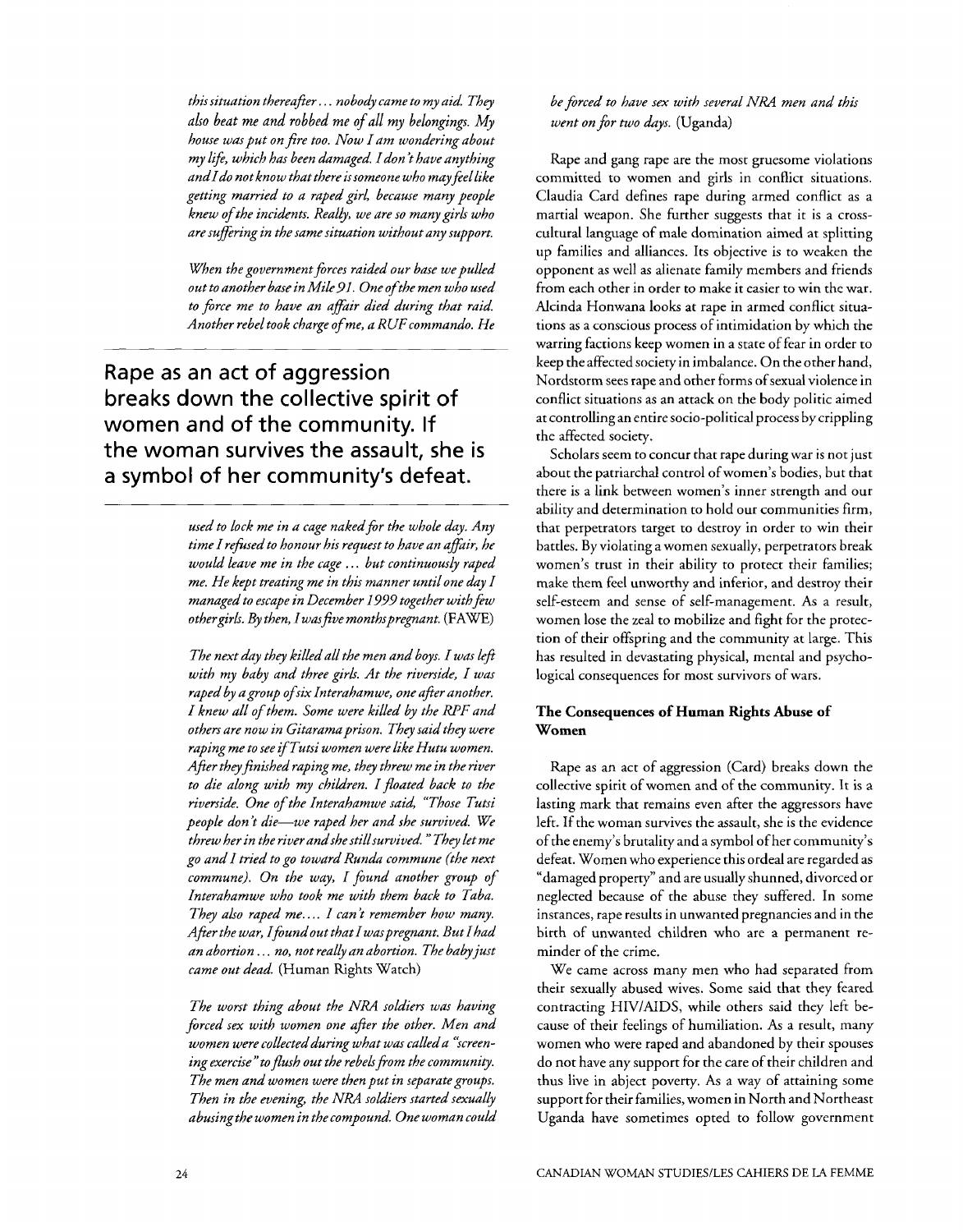*this situation thereafter ... nobody came to my aid. They also beat me and robbed me of all my belongings. My house was put on fire too. Now I am wondering about my life, which has been damaged. I don't have anything and I do not know that there is someone who may feel like getting married to a raped girl, because many people knew of the incidents. Really, we are so many girls who are suffering in the same situation without any support.*

*When the government forces raided our base we pulled out to another base in Mile 91. One of the men who used to force me to have an affair died during that raid. Another rebel took charge of me, a RUF commando. He used to lock me in a cage naked for the whole day. Any time I refused to honour his request to have an affair, he would leave me in the cage ... but continuously raped me. He kept treating me in this manner until one day I managed to escape in December 1999 together with few other girls. By then, I was five months pregnant.* (FAWE)

**Rape as an act of aggression breaks down the collective spirit of women and of the community. If the woman survives the assault, she is a symbol of her community's defeat.**

*The next day they killed all the men and boys. I was left with my baby and three girls. At the riverside, I was raped by a group of six Interahamwe, one after another. I knew all of them. Some were killed by the RPF and others are now in Gitarama prison. They said they were raping me to see if Tutsi women were like Hutu women. After they finished raping me, they threw me in the river to die along with my children. I floated back to the riverside. One of the Interahamwe said, "Those Tutsi people don't die—we raped her and she survived. We threw her in the river and she still survived." They let me go and I tried to go toward Runda commune (the next commune). On the way, I found another group of Interahamwe who took me with them back to Taba. They also raped me.... I can't remember how many. After the war, I found out that I was pregnant. But I had an abortion ... no, not really an abortion. The baby just came out dead.* (Human Rights Watch)

*The worst thing about the NRA soldiers was having forced sex with women one after the other. Men and women were collected during what was called a "screening exercise" to flush out the rebels from the community. The men and women were then put in separate groups. Then in the evening, the NRA soldiers started sexually abusing the women in the compound. One woman could be forced to have sex with several NRA men and this went on for two days.* (Uganda)

Rape and gang rape are the most gruesome violations committed to women and girls in conflict situations. Claudia Card defines rape during armed conflict as a martial weapon. She further suggests that it is a cross-cultural language of male domination aimed at splitting up families and alliances. Its objective is to weaken the opponent as well as alienate family members and friends from each other in order to make it easier to win the war. Alcinda Honwana looks at rape in armed conflict situations as a conscious process of intimidation by which the warring factions keep women in a state of fear in order to keep the affected society in imbalance. On the other hand, Nordstorm sees rape and other forms of sexual violence in conflict situations as an attack on the body politic aimed at controlling an entire socio-political process by crippling the affected society.

Scholars seem to concur that rape during war is not just about the patriarchal control of women's bodies, but that there is a link between women's inner strength and our ability and determination to hold our communities firm, that perpetrators target to destroy in order to win their battles. By violating a women sexually, perpetrators break women's trust in their ability to protect their families; make them feel unworthy and inferior, and destroy their self-esteem and sense of self-management. As a result, women lose the zeal to mobilize and fight for the protection of their offspring and the community at large. This has resulted in devastating physical, mental and psychological consequences for most survivors of wars.

### The Consequences of Human Rights Abuse of Women

Rape as an act of aggression (Card) breaks down the collective spirit of women and of the community. It is a lasting mark that remains even after the aggressors have left. If the woman survives the assault, she is the evidence of the enemy's brutality and a symbol of her community's defeat. Women who experience this ordeal are regarded as "damaged property" and are usually shunned, divorced or neglected because of the abuse they suffered. In some instances, rape results in unwanted pregnancies and in the birth of unwanted children who are a permanent reminder of the crime.

We came across many men who had separated from their sexually abused wives. Some said that they feared contracting HIV/AIDS, while others said they left because of their feelings of humiliation. As a result, many women who were raped and abandoned by their spouses do not have any support for the care of their children and thus live in abject poverty. As a way of attaining some support for their families, women in North and Northeast Uganda have sometimes opted to follow government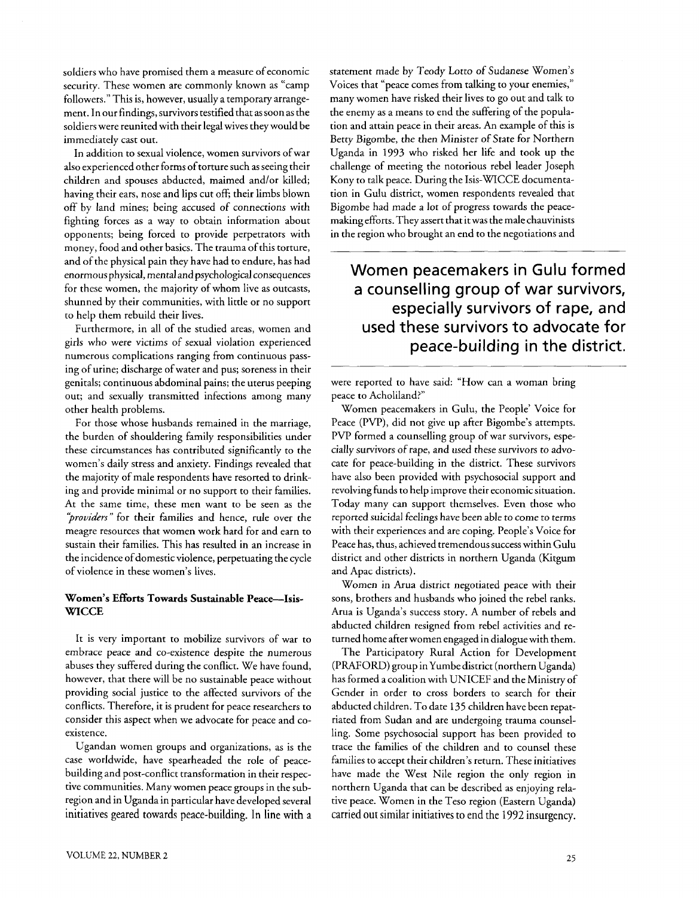soldiers who have promised them a measure of economic security. These women are commonly known as "camp followers." This is, however, usually a temporary arrangement. In our findings, survivors testified that as soon as the soldiers were reunited with their legal wives they would be immediately cast out.

In addition to sexual violence, women survivors of war also experienced other forms of torture such as seeing their children and spouses abducted, maimed and/or killed; having their ears, nose and lips cut off; their limbs blown off by land mines; being accused of connections with fighting forces as a way to obtain information about opponents; being forced to provide perpetrators with money, food and other basics. The trauma of this torture, and of the physical pain they have had to endure, has had enormous physical, mental and psychological consequences for these women, the majority of whom live as outcasts, shunned by their communities, with little or no support to help them rebuild their lives.

Furthermore, in all of the studied areas, women and girls who were victims of sexual violation experienced numerous complications ranging from continuous passing of urine; discharge of water and pus; soreness in their genitals; continuous abdominal pains; the uterus peeping out; and sexually transmitted infections among many other health problems.

For those whose husbands remained in the marriage, the burden of shouldering family responsibilities under these circumstances has contributed significantly to the women's daily stress and anxiety. Findings revealed that the majority of male respondents have resorted to drinking and provide minimal or no support to their families. At the same time, these men want to be seen as the *"providers"* for their families and hence, rule over the meagre resources that women work hard for and earn to sustain their families. This has resulted in an increase in the incidence of domestic violence, perpetuating the cycle of violence in these women's lives.

### Women's Efforts Towards Sustainable Peace—Isis-WICCE

It is very important to mobilize survivors of war to embrace peace and co-existence despite the numerous abuses they suffered during the conflict. We have found, however, that there will be no sustainable peace without providing social justice to the affected survivors of the conflicts. Therefore, it is prudent for peace researchers to consider this aspect when we advocate for peace and co-existence.

Ugandan women groups and organizations, as is the case worldwide, have spearheaded the role of peace-building and post-conflict transformation in their respective communities. Many women peace groups in the sub-region and in Uganda in particular have developed several initiatives geared towards peace-building. In line with a statement made by Teody Lotto of Sudanese Women's Voices that "peace comes from talking to your enemies," many women have risked their lives to go out and talk to the enemy as a means to end the suffering of the population and attain peace in their areas. An example of this is Betty Bigombe, the then Minister of State for Northern Uganda in 1993 who risked her life and took up the challenge of meeting the notorious rebel leader Joseph Kony to talk peace. During the Isis-WICCE documentation in Gulu district, women respondents revealed that Bigombe had made a lot of progress towards the peacemaking efforts. They assert that it was the male chauvinists in the region who brought an end to the negotiations and were reported to have said: "How can a woman bring peace to Acholiland?"

> **Women peacemakers in Gulu formed a counselling group of war survivors, especially survivors of rape, and used these survivors to advocate for peace-building in the district.**

Women peacemakers in Gulu, the People' Voice for Peace (PVP), did not give up after Bigombe's attempts. PVP formed a counselling group of war survivors, especially survivors of rape, and used these survivors to advocate for peace-building in the district. These survivors have also been provided with psychosocial support and revolving funds to help improve their economic situation. Today many can support themselves. Even those who reported suicidal feelings have been able to come to terms with their experiences and are coping. People's Voice for Peace has, thus, achieved tremendous success within Gulu district and other districts in northern Uganda (Kitgum and Apac districts).

Women in Arua district negotiated peace with their sons, brothers and husbands who joined the rebel ranks. Arua is Uganda's success story. A number of rebels and abducted children resigned from rebel activities and returned home after women engaged in dialogue with them.

The Participatory Rural Action for Development (PRAFORD) group in Yumbe district (northern Uganda) has formed a coalition with UNICEF and the Ministry of Gender in order to cross borders to search for their abducted children. To date 135 children have been repatriated from Sudan and are undergoing trauma counselling. Some psychosocial support has been provided to trace the families of the children and to counsel these families to accept their children's return. These initiatives have made the West Nile region the only region in northern Uganda that can be described as enjoying relative peace. Women in the Teso region (Eastern Uganda) carried out similar initiatives to end the 1992 insurgency.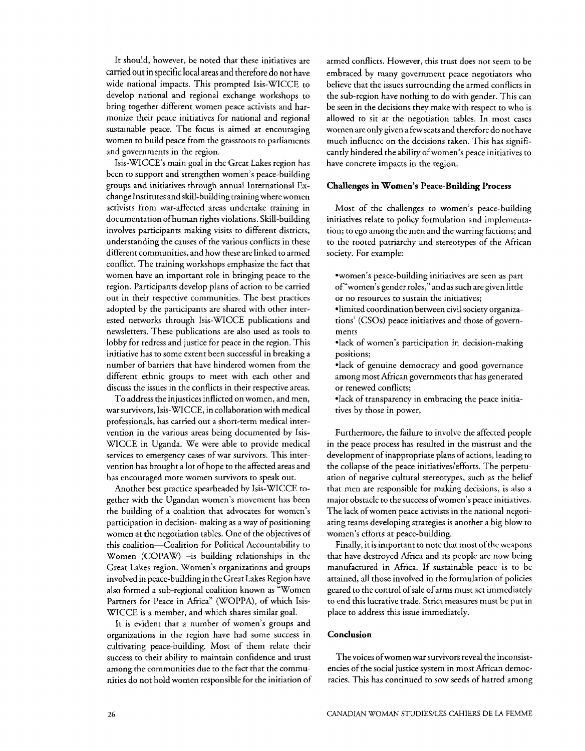It should, however, be noted that these initiatives are carried out in specific local areas and therefore do not have wide national impacts. This prompted Isis-WICCE to develop national and regional exchange workshops to bring together different women peace activists and harmonize their peace initiatives for national and regional sustainable peace. The focus is aimed at encouraging women to build peace from the grassroots to parliaments and governments in the region.

Isis-WICCE's main goal in the Great Lakes region has been to support and strengthen women's peace-building groups and initiatives through annual International Exchange Institutes and skill-building training where women activists from war-affected areas undertake training in documentation of human rights violations. Skill-building involves participants making visits to different districts, understanding the causes of the various conflicts in these different communities, and how these are linked to armed conflict. The training workshops emphasize the fact that women have an important role in bringing peace to the region. Participants develop plans of action to be carried out in their respective communities. The best practices adopted by the participants are shared with other interested networks through Isis-WICCE publications and newsletters. These publications are also used as tools to lobby for redress and justice for peace in the region. This initiative has to some extent been successful in breaking a number of barriers that have hindered women from the different ethnic groups to meet with each other and discuss the issues in the conflicts in their respective areas.

To address the injustices inflicted on women, and men, war survivors, Isis-WICCE, in collaboration with medical professionals, has carried out a short-term medical intervention in the various areas being documented by Isis-WICCE in Uganda. We were able to provide medical services to emergency cases of war survivors. This intervention has brought a lot of hope to the affected areas and has encouraged more women survivors to speak out.

Another best practice spearheaded by Isis-WICCE together with the Ugandan women's movement has been the building of a coalition that advocates for women's participation in decision- making as a way of positioning women at the negotiation tables. One of the objectives of this coalition—Coalition for Political Accountability to Women (COPAW)—is building relationships in the Great Lakes region. Women's organizations and groups involved in peace-building in the Great Lakes Region have also formed a sub-regional coalition known as "Women Partners for Peace in Africa" (WOPPA), of which Isis-WICCE is a member, and which shares similar goal.

It is evident that a number of women's groups and organizations in the region have had some success in cultivating peace-building. Most of them relate their success to their ability to maintain confidence and trust among the communities due to the fact that the communities do not hold women responsible for the initiation of armed conflicts. However, this trust does not seem to be embraced by many government peace negotiators who believe that the issues surrounding the armed conflicts in the sub-region have nothing to do with gender. This can be seen in the decisions they make with respect to who is allowed to sit at the negotiation tables. In most cases women are only given a few seats and therefore do not have much influence on the decisions taken. This has significantly hindered the ability of women's peace initiatives to have concrete impacts in the region.

### Challenges in Women's Peace-Building Process

Most of the challenges to women's peace-building initiatives relate to policy formulation and implementation; to ego among the men and the warring factions; and to the rooted patriarchy and stereotypes of the African society. For example:

- women's peace-building initiatives are seen as part of "women's gender roles," and as such are given little or no resources to sustain the initiatives;
- limited coordination between civil society organizations' (CSOs) peace initiatives and those of governments
- lack of women's participation in decision-making positions;
- lack of genuine democracy and good governance among most African governments that has generated or renewed conflicts;
- lack of transparency in embracing the peace initiatives by those in power,

Furthermore, the failure to involve the affected people in the peace process has resulted in the mistrust and the development of inappropriate plans of actions, leading to the collapse of the peace initiatives/efforts. The perpetuation of negative cultural stereotypes, such as the belief that men are responsible for making decisions, is also a major obstacle to the success of women's peace initiatives. The lack of women peace activists in the national negotiating teams developing strategies is another a big blow to women's efforts at peace-building.

Finally, it is important to note that most of the weapons that have destroyed Africa and its people are now being manufactured in Africa. If sustainable peace is to be attained, all those involved in the formulation of policies geared to the control of sale of arms must act immediately to end this lucrative trade. Strict measures must be put in place to address this issue immediately.

### Conclusion

The voices of women war survivors reveal the inconsistencies of the social justice system in most African democracies. This has continued to sow seeds of hatred among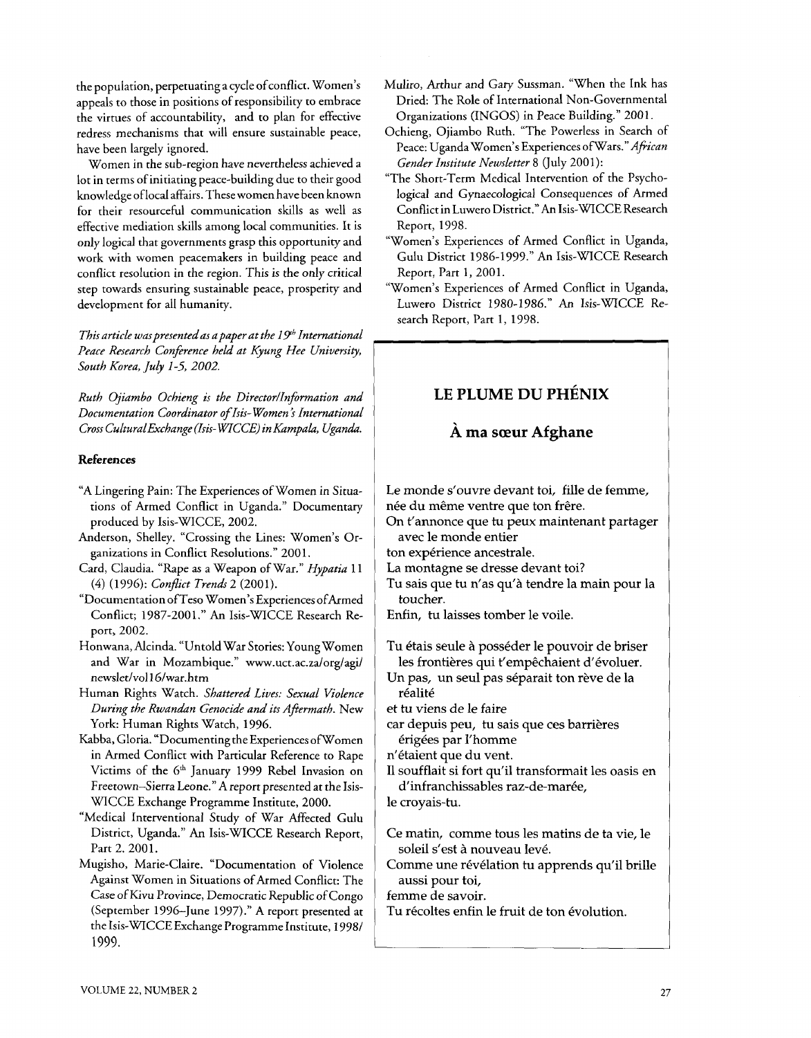the population, perpetuating a cycle of conflict. Women's appeals to those in positions of responsibility to embrace the virtues of accountability, and to plan for effective redress mechanisms that will ensure sustainable peace, have been largely ignored.

Women in the sub-region have nevertheless achieved a lot in terms of initiating peace-building due to their good knowledge of local affairs. These women have been known for their resourceful communication skills as well as effective mediation skills among local communities. It is only logical that governments grasp this opportunity and work with women peacemakers in building peace and conflict resolution in the region. This is the only critical step towards ensuring sustainable peace, prosperity and development for all humanity.

*This article was presented as a paper at the 19th International Peace Research Conference held at Kyung Hee University, South Korea, July 1-5, 2002.*

*Ruth Ojiambo Ochieng is the Director/Information and Documentation Coordinator of Isis-Women's International Cross Cultural Exchange (Isis-WICCE) in Kampala, Uganda.*

### References

"A Lingering Pain: The Experiences of Women in Situations of Armed Conflict in Uganda." Documentary produced by Isis-WICCE, 2002.

Anderson, Shelley. "Crossing the Lines: Women's Organizations in Conflict Resolutions." 2001.

Card, Claudia. "Rape as a Weapon of War." *Hypatia* 11 (4) (1996): *Conflict Trends* 2 (2001).

"Documentation of Teso Women's Experiences of Armed Conflict; 1987-2001." An Isis-WICCE Research Report, 2002.

Honwana, Alcinda. "Untold War Stories: Young Women and War in Mozambique." www.uct.ac.za/org/agi/newslet/vol16/war.htm

Human Rights Watch. *Shattered Lives: Sexual Violence During the Rwandan Genocide and its Aftermath*. New York: Human Rights Watch, 1996.

Kabba, Gloria. "Documenting the Experiences of Women in Armed Conflict with Particular Reference to Rape Victims of the 6th January 1999 Rebel Invasion on Freetown–Sierra Leone." A report presented at the Isis-WICCE Exchange Programme Institute, 2000.

"Medical Interventional Study of War Affected Gulu District, Uganda." An Isis-WICCE Research Report, Part 2. 2001.

Mugisho, Marie-Claire. "Documentation of Violence Against Women in Situations of Armed Conflict: The Case of Kivu Province, Democratic Republic of Congo (September 1996–June 1997)." A report presented at the Isis-WICCE Exchange Programme Institute, 1998/1999.

Muliro, Arthur and Gary Sussman. "When the Ink has Dried: The Role of International Non-Governmental Organizations (INGOS) in Peace Building." 2001.

Ochieng, Ojiambo Ruth. "The Powerless in Search of Peace: Uganda Women's Experiences of Wars." *African Gender Institute Newsletter* 8 (July 2001):

"The Short-Term Medical Intervention of the Psychological and Gynaecological Consequences of Armed Conflict in Luwero District." An Isis-WICCE Research Report, 1998.

"Women's Experiences of Armed Conflict in Uganda, Gulu District 1986-1999." An Isis-WICCE Research Report, Part 1, 2001.

"Women's Experiences of Armed Conflict in Uganda, Luwero District 1980-1986." An Isis-WICCE Research Report, Part 1, 1998.

## LE PLUME DU PHÉNIX

### À ma sœur Afghane

Le monde s'ouvre devant toi, fille de femme,
née du même ventre que ton frêre.
On t'annonce que tu peux maintenant partager avec le monde entier
ton expérience ancestrale.
La montagne se dresse devant toi?
Tu sais que tu n'as qu'à tendre la main pour la toucher.
Enfin, tu laisses tomber le voile.

Tu étais seule à posséder le pouvoir de briser les frontières qui t'empêchaient d'évoluer.
Un pas, un seul pas séparait ton rève de la réalité
et tu viens de le faire
car depuis peu, tu sais que ces barrières érigées par l'homme
n'étaient que du vent.
Il soufflait si fort qu'il transformait les oasis en d'infranchissables raz-de-marée,
le croyais-tu.

Ce matin, comme tous les matins de ta vie, le soleil s'est à nouveau levé.
Comme une révélation tu apprends qu'il brille aussi pour toi,
femme de savoir.
Tu récoltes enfin le fruit de ton évolution.